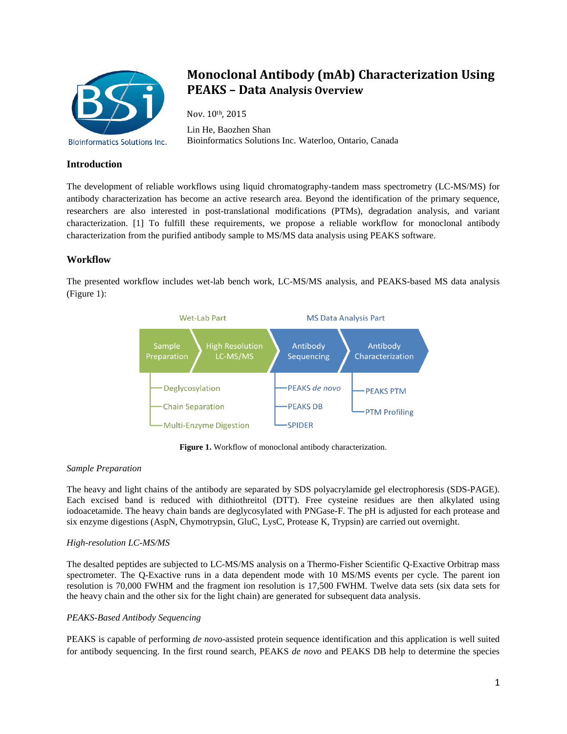# Monoclonal Antibody (mAb) Characterization Using PEAKS – Data Analysis Overview

Nov. 10th, 2015

Lin He, Baozhen Shan

Bioinformatics Solutions Inc. Waterloo, Ontario, Canada

## Introduction

The development of reliable workflows using liquid chromatography-tandem mass spectrometry (LC-MS/MS) for antibody characterization has become an active research area. Beyond the identification of the primary sequence, researchers are also interested in post-translational modifications (PTMs), degradation analysis, and variant characterization. [1] To fulfill these requirements, we propose a reliable workflow for monoclonal antibody characterization from the purified antibody sample to MS/MS data analysis using PEAKS software.

## Workflow

The presented workflow includes wet-lab bench work, LC-MS/MS analysis, and PEAKS-based MS data analysis (Figure 1):

Wet-Lab Part: Sample Preparation → High Resolution LC-MS/MS

MS Data Analysis Part: Antibody Sequencing → Antibody Characterization

- Sample Preparation: Deglycosylation, Chain Separation, Multi-Enzyme Digestion
- Antibody Sequencing: PEAKS *de novo*, PEAKS DB, SPIDER
- Antibody Characterization: PEAKS PTM, PTM Profiling

**Figure 1.** Workflow of monoclonal antibody characterization.

*Sample Preparation*

The heavy and light chains of the antibody are separated by SDS polyacrylamide gel electrophoresis (SDS-PAGE). Each excised band is reduced with dithiothreitol (DTT). Free cysteine residues are then alkylated using iodoacetamide. The heavy chain bands are deglycosylated with PNGase-F. The pH is adjusted for each protease and six enzyme digestions (AspN, Chymotrypsin, GluC, LysC, Protease K, Trypsin) are carried out overnight.

*High-resolution LC-MS/MS*

The desalted peptides are subjected to LC-MS/MS analysis on a Thermo-Fisher Scientific Q-Exactive Orbitrap mass spectrometer. The Q-Exactive runs in a data dependent mode with 10 MS/MS events per cycle. The parent ion resolution is 70,000 FWHM and the fragment ion resolution is 17,500 FWHM. Twelve data sets (six data sets for the heavy chain and the other six for the light chain) are generated for subsequent data analysis.

*PEAKS-Based Antibody Sequencing*

PEAKS is capable of performing *de novo*-assisted protein sequence identification and this application is well suited for antibody sequencing. In the first round search, PEAKS *de novo* and PEAKS DB help to determine the species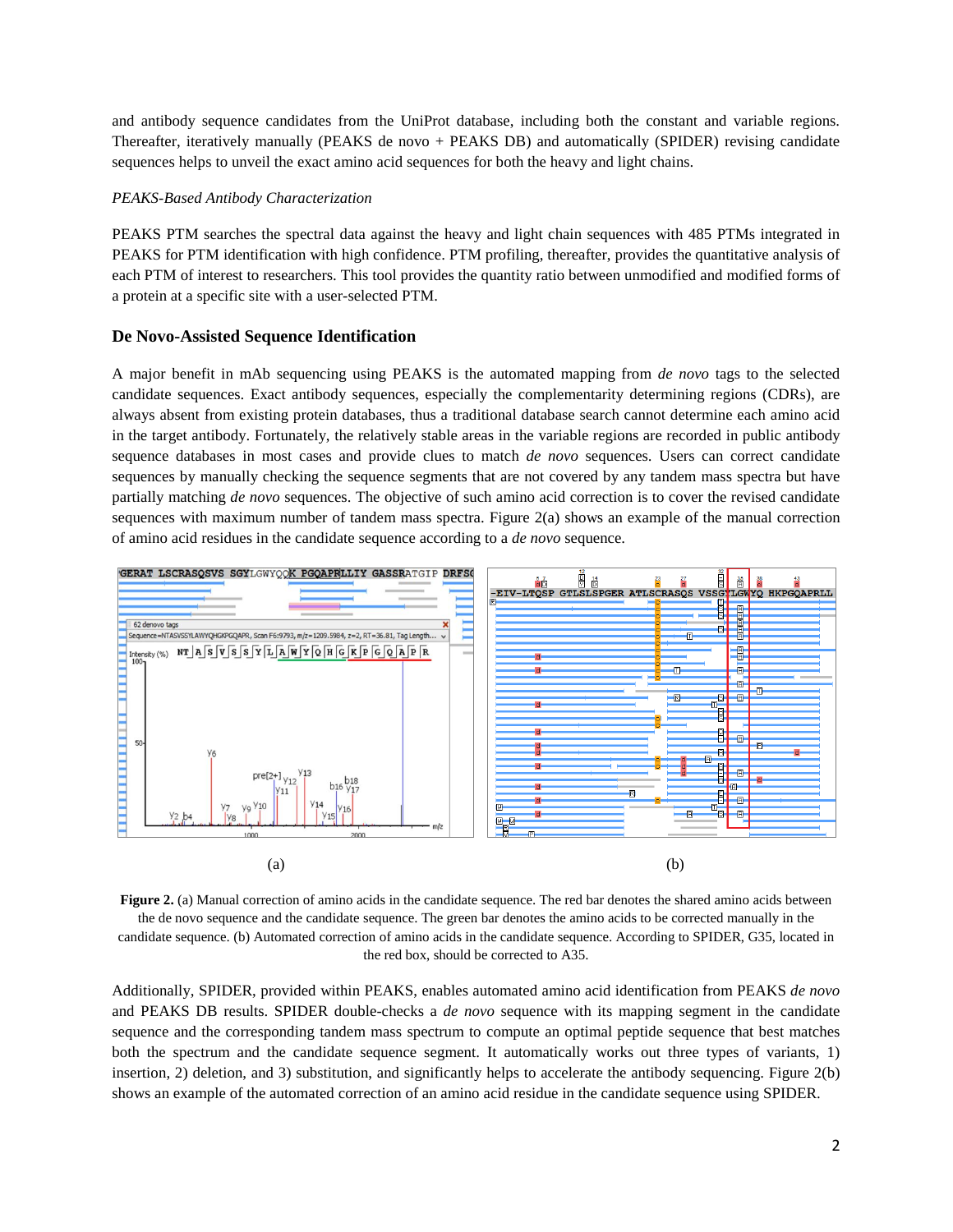and antibody sequence candidates from the UniProt database, including both the constant and variable regions. Thereafter, iteratively manually (PEAKS de novo + PEAKS DB) and automatically (SPIDER) revising candidate sequences helps to unveil the exact amino acid sequences for both the heavy and light chains.

*PEAKS-Based Antibody Characterization*

PEAKS PTM searches the spectral data against the heavy and light chain sequences with 485 PTMs integrated in PEAKS for PTM identification with high confidence. PTM profiling, thereafter, provides the quantitative analysis of each PTM of interest to researchers. This tool provides the quantity ratio between unmodified and modified forms of a protein at a specific site with a user-selected PTM.

### De Novo-Assisted Sequence Identification

A major benefit in mAb sequencing using PEAKS is the automated mapping from *de novo* tags to the selected candidate sequences. Exact antibody sequences, especially the complementarity determining regions (CDRs), are always absent from existing protein databases, thus a traditional database search cannot determine each amino acid in the target antibody. Fortunately, the relatively stable areas in the variable regions are recorded in public antibody sequence databases in most cases and provide clues to match *de novo* sequences. Users can correct candidate sequences by manually checking the sequence segments that are not covered by any tandem mass spectra but have partially matching *de novo* sequences. The objective of such amino acid correction is to cover the revised candidate sequences with maximum number of tandem mass spectra. Figure 2(a) shows an example of the manual correction of amino acid residues in the candidate sequence according to a *de novo* sequence.

(a) (b)

**Figure 2.** (a) Manual correction of amino acids in the candidate sequence. The red bar denotes the shared amino acids between the de novo sequence and the candidate sequence. The green bar denotes the amino acids to be corrected manually in the candidate sequence. (b) Automated correction of amino acids in the candidate sequence. According to SPIDER, G35, located in the red box, should be corrected to A35.

Additionally, SPIDER, provided within PEAKS, enables automated amino acid identification from PEAKS *de novo* and PEAKS DB results. SPIDER double-checks a *de novo* sequence with its mapping segment in the candidate sequence and the corresponding tandem mass spectrum to compute an optimal peptide sequence that best matches both the spectrum and the candidate sequence segment. It automatically works out three types of variants, 1) insertion, 2) deletion, and 3) substitution, and significantly helps to accelerate the antibody sequencing. Figure 2(b) shows an example of the automated correction of an amino acid residue in the candidate sequence using SPIDER.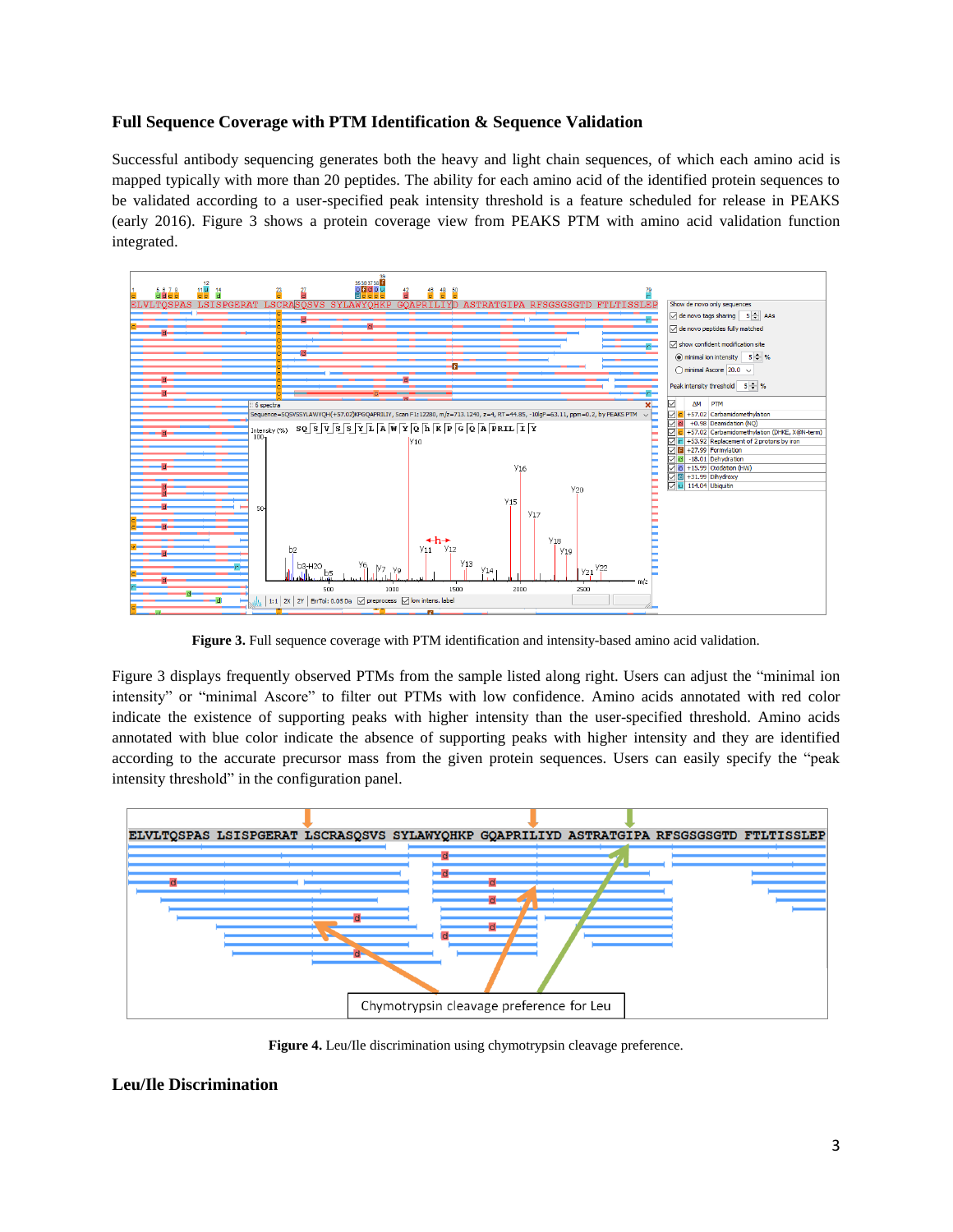### Full Sequence Coverage with PTM Identification & Sequence Validation

Successful antibody sequencing generates both the heavy and light chain sequences, of which each amino acid is mapped typically with more than 20 peptides. The ability for each amino acid of the identified protein sequences to be validated according to a user-specified peak intensity threshold is a feature scheduled for release in PEAKS (early 2016). Figure 3 shows a protein coverage view from PEAKS PTM with amino acid validation function integrated.

**Figure 3.** Full sequence coverage with PTM identification and intensity-based amino acid validation.

Figure 3 displays frequently observed PTMs from the sample listed along right. Users can adjust the "minimal ion intensity" or "minimal Ascore" to filter out PTMs with low confidence. Amino acids annotated with red color indicate the existence of supporting peaks with higher intensity than the user-specified threshold. Amino acids annotated with blue color indicate the absence of supporting peaks with higher intensity and they are identified according to the accurate precursor mass from the given protein sequences. Users can easily specify the "peak intensity threshold" in the configuration panel.

**Figure 4.** Leu/Ile discrimination using chymotrypsin cleavage preference.

### Leu/Ile Discrimination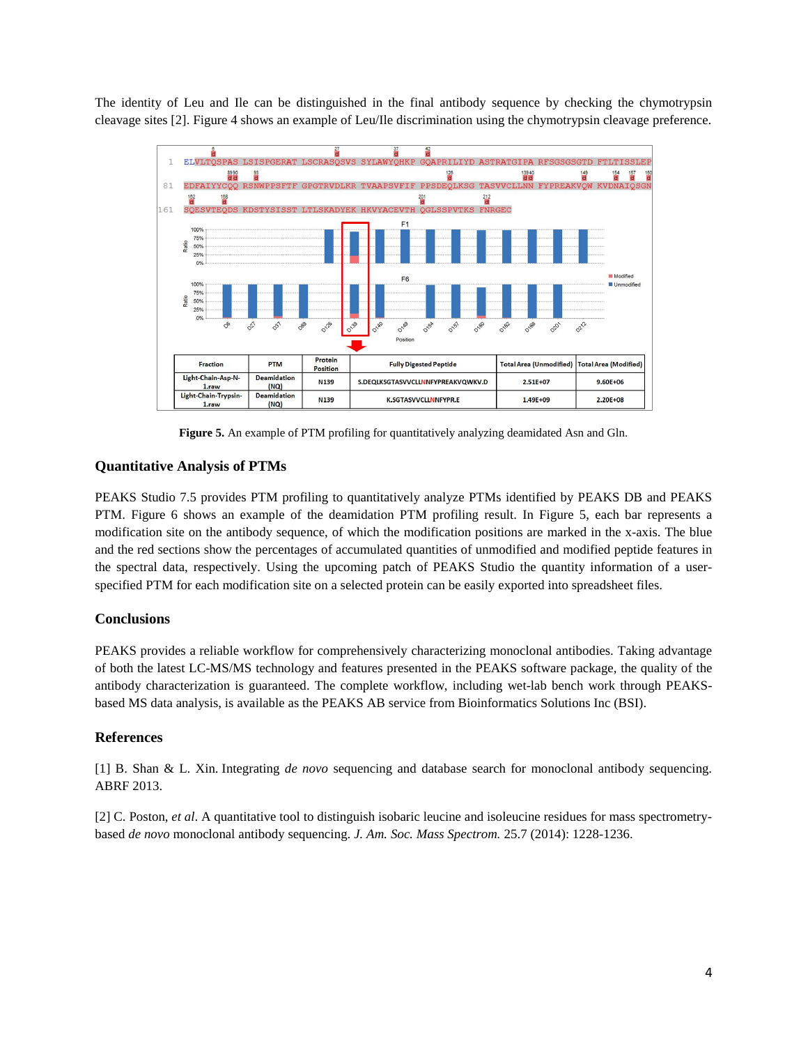The identity of Leu and Ile can be distinguished in the final antibody sequence by checking the chymotrypsin cleavage sites [2]. Figure 4 shows an example of Leu/Ile discrimination using the chymotrypsin cleavage preference.

1 ELVLTQSPAS LSISPGERAT LSCRASQSVS SYLAWYQHKP GQAPRILIYD ASTRATGIPA RFSGSGSGTD FTLTISSLEP

81 EDFAIYYCQQ RSNWPPSFTF GPGTRVDLKR TVAAPSVFIF PPSDEQLKSG TASVVCLLNN FYPREAKVQW KVDNAIQSGN

161 SQESVTEQDS KDSTYSISST LTLSKADYEK HKVYACEVTH QGLSSPVTKS FNRGEC

F1

F6

Ratio

100% 75% 50% 25% 0%

Modified

Unmodified

Q6 Q27 Q37 Q89 N126 N139 N140 Q149 Q154 Q157 Q160 N162 Q168 Q201 Q212

Position

| Fraction | PTM | Protein Position | Fully Digested Peptide | Total Area (Unmodified) | Total Area (Modified) |
|---|---|---|---|---|---|
| Light-Chain-Asp-N-1.raw | Deamidation (NQ) | N139 | S.DEQLKSGTASVVCLLNNFYPREAKVQWKV.D | 2.51E+07 | 9.60E+06 |
| Light-Chain-Trypsin-1.raw | Deamidation (NQ) | N139 | K.SGTASVVCLLNNFYPR.E | 1.49E+09 | 2.20E+08 |

**Figure 5.** An example of PTM profiling for quantitatively analyzing deamidated Asn and Gln.

### Quantitative Analysis of PTMs

PEAKS Studio 7.5 provides PTM profiling to quantitatively analyze PTMs identified by PEAKS DB and PEAKS PTM. Figure 6 shows an example of the deamidation PTM profiling result. In Figure 5, each bar represents a modification site on the antibody sequence, of which the modification positions are marked in the x-axis. The blue and the red sections show the percentages of accumulated quantities of unmodified and modified peptide features in the spectral data, respectively. Using the upcoming patch of PEAKS Studio the quantity information of a user-specified PTM for each modification site on a selected protein can be easily exported into spreadsheet files.

### Conclusions

PEAKS provides a reliable workflow for comprehensively characterizing monoclonal antibodies. Taking advantage of both the latest LC-MS/MS technology and features presented in the PEAKS software package, the quality of the antibody characterization is guaranteed. The complete workflow, including wet-lab bench work through PEAKS-based MS data analysis, is available as the PEAKS AB service from Bioinformatics Solutions Inc (BSI).

### References

[1] B. Shan & L. Xin. Integrating *de novo* sequencing and database search for monoclonal antibody sequencing. ABRF 2013.

[2] C. Poston, *et al*. A quantitative tool to distinguish isobaric leucine and isoleucine residues for mass spectrometry-based *de novo* monoclonal antibody sequencing. *J. Am. Soc. Mass Spectrom.* 25.7 (2014): 1228-1236.